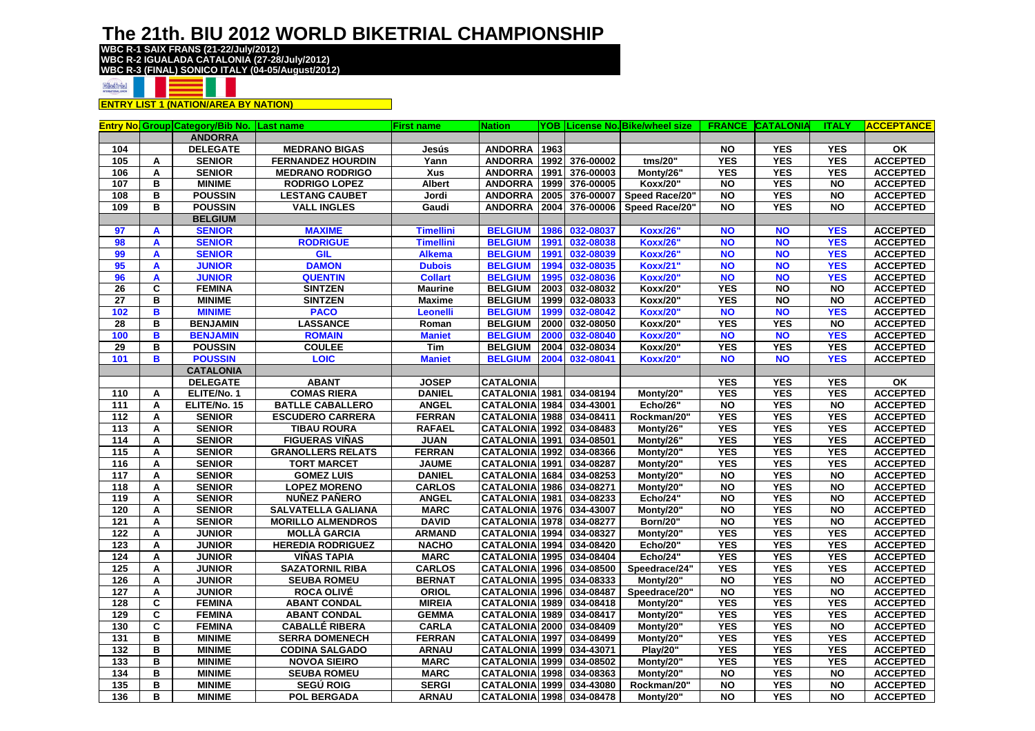# The 21th. BIU 2012 WORLD BIKETRIAL CHAMPIONSHIP

**WBC R-1 SAIX FRANS (21-22/July/2012)**
**WBC R-2 IGUALADA CATALONIA (27-28/July/2012)**
**WBC R-3 (FINAL) SONICO ITALY (04-05/August/2012)**

**ENTRY LIST 1 (NATION/AREA BY NATION)**

| Entry No. | Group | Category/Bib No. | Last name | First name | Nation | YOB | License No. | Bike/wheel size | FRANCE | CATALONIA | ITALY | ACCEPTANCE |
|---|---|---|---|---|---|---|---|---|---|---|---|---|
| | | **ANDORRA** | | | | | | | | | | |
| 104 | | DELEGATE | MEDRANO BIGAS | Jesús | ANDORRA | 1963 | | | NO | YES | YES | OK |
| 105 | A | SENIOR | FERNANDEZ HOURDIN | Yann | ANDORRA | 1992 | 376-00002 | tms/20" | YES | YES | YES | ACCEPTED |
| 106 | A | SENIOR | MEDRANO RODRIGO | Xus | ANDORRA | 1991 | 376-00003 | Monty/26" | YES | YES | YES | ACCEPTED |
| 107 | B | MINIME | RODRIGO LOPEZ | Albert | ANDORRA | 1999 | 376-00005 | Koxx/20" | NO | YES | NO | ACCEPTED |
| 108 | B | POUSSIN | LESTANG CAUBET | Jordi | ANDORRA | 2005 | 376-00007 | Speed Race/20" | NO | YES | NO | ACCEPTED |
| 109 | B | POUSSIN | VALL INGLES | Gaudi | ANDORRA | 2004 | 376-00006 | Speed Race/20" | NO | YES | NO | ACCEPTED |
| | | **BELGIUM** | | | | | | | | | | |
| 97 | A | SENIOR | MAXIME | Timellini | BELGIUM | 1986 | 032-08037 | Koxx/26" | NO | NO | YES | ACCEPTED |
| 98 | A | SENIOR | RODRIGUE | Timellini | BELGIUM | 1991 | 032-08038 | Koxx/26" | NO | NO | YES | ACCEPTED |
| 99 | A | SENIOR | GIL | Alkema | BELGIUM | 1991 | 032-08039 | Koxx/26" | NO | NO | YES | ACCEPTED |
| 95 | A | JUNIOR | DAMON | Dubois | BELGIUM | 1994 | 032-08035 | Koxx/21" | NO | NO | YES | ACCEPTED |
| 96 | A | JUNIOR | QUENTIN | Collart | BELGIUM | 1995 | 032-08036 | Koxx/20" | NO | NO | YES | ACCEPTED |
| 26 | C | FEMINA | SINTZEN | Maurine | BELGIUM | 2003 | 032-08032 | Koxx/20" | YES | NO | NO | ACCEPTED |
| 27 | B | MINIME | SINTZEN | Maxime | BELGIUM | 1999 | 032-08033 | Koxx/20" | YES | NO | NO | ACCEPTED |
| 102 | B | MINIME | PACO | Leonelli | BELGIUM | 1999 | 032-08042 | Koxx/20" | NO | NO | YES | ACCEPTED |
| 28 | B | BENJAMIN | LASSANCE | Roman | BELGIUM | 2000 | 032-08050 | Koxx/20" | YES | YES | NO | ACCEPTED |
| 100 | B | BENJAMIN | ROMAIN | Maniet | BELGIUM | 2000 | 032-08040 | Koxx/20" | NO | NO | YES | ACCEPTED |
| 29 | B | POUSSIN | COULEE | Tim | BELGIUM | 2004 | 032-08034 | Koxx/20" | YES | YES | YES | ACCEPTED |
| 101 | B | POUSSIN | LOIC | Maniet | BELGIUM | 2004 | 032-08041 | Koxx/20" | NO | NO | YES | ACCEPTED |
| | | **CATALONIA** | | | | | | | | | | |
| | | DELEGATE | ABANT | JOSEP | CATALONIA | | | | YES | YES | YES | OK |
| 110 | A | ELITE/No. 1 | COMAS RIERA | DANIEL | CATALONIA | 1981 | 034-08194 | Monty/20" | YES | YES | YES | ACCEPTED |
| 111 | A | ELITE/No. 15 | BATLLE CABALLERO | ANGEL | CATALONIA | 1984 | 034-43001 | Echo/26" | NO | YES | NO | ACCEPTED |
| 112 | A | SENIOR | ESCUDERO CARRERA | FERRAN | CATALONIA | 1988 | 034-08411 | Rockman/20" | YES | YES | YES | ACCEPTED |
| 113 | A | SENIOR | TIBAU ROURA | RAFAEL | CATALONIA | 1992 | 034-08483 | Monty/26" | YES | YES | YES | ACCEPTED |
| 114 | A | SENIOR | FIGUERAS VIÑAS | JUAN | CATALONIA | 1991 | 034-08501 | Monty/26" | YES | YES | YES | ACCEPTED |
| 115 | A | SENIOR | GRANOLLERS RELATS | FERRAN | CATALONIA | 1992 | 034-08366 | Monty/20" | YES | YES | YES | ACCEPTED |
| 116 | A | SENIOR | TORT MARCET | JAUME | CATALONIA | 1991 | 034-08287 | Monty/20" | YES | YES | YES | ACCEPTED |
| 117 | A | SENIOR | GOMEZ LUIS | DANIEL | CATALONIA | 1684 | 034-08253 | Monty/20" | NO | YES | NO | ACCEPTED |
| 118 | A | SENIOR | LOPEZ MORENO | CARLOS | CATALONIA | 1986 | 034-08271 | Monty/20" | NO | YES | NO | ACCEPTED |
| 119 | A | SENIOR | NUÑEZ PAÑERO | ANGEL | CATALONIA | 1981 | 034-08233 | Echo/24" | NO | YES | NO | ACCEPTED |
| 120 | A | SENIOR | SALVATELLA GALIANA | MARC | CATALONIA | 1976 | 034-43007 | Monty/20" | NO | YES | NO | ACCEPTED |
| 121 | A | SENIOR | MORILLO ALMENDROS | DAVID | CATALONIA | 1978 | 034-08277 | Born/20" | NO | YES | NO | ACCEPTED |
| 122 | A | JUNIOR | MOLLÀ GARCIA | ARMAND | CATALONIA | 1994 | 034-08327 | Monty/20" | YES | YES | YES | ACCEPTED |
| 123 | A | JUNIOR | HEREDIA RODRIGUEZ | NACHO | CATALONIA | 1994 | 034-08420 | Echo/20" | YES | YES | YES | ACCEPTED |
| 124 | A | JUNIOR | VIÑAS TAPIA | MARC | CATALONIA | 1995 | 034-08404 | Echo/24" | YES | YES | YES | ACCEPTED |
| 125 | A | JUNIOR | SAZATORNIL RIBA | CARLOS | CATALONIA | 1996 | 034-08500 | Speedrace/24" | YES | YES | YES | ACCEPTED |
| 126 | A | JUNIOR | SEUBA ROMEU | BERNAT | CATALONIA | 1995 | 034-08333 | Monty/20" | NO | YES | NO | ACCEPTED |
| 127 | A | JUNIOR | ROCA OLIVÉ | ORIOL | CATALONIA | 1996 | 034-08487 | Speedrace/20" | NO | YES | NO | ACCEPTED |
| 128 | C | FEMINA | ABANT CONDAL | MIREIA | CATALONIA | 1989 | 034-08418 | Monty/20" | YES | YES | YES | ACCEPTED |
| 129 | C | FEMINA | ABANT CONDAL | GEMMA | CATALONIA | 1989 | 034-08417 | Monty/20" | YES | YES | YES | ACCEPTED |
| 130 | C | FEMINA | CABALLÉ RIBERA | CARLA | CATALONIA | 2000 | 034-08409 | Monty/20" | YES | YES | NO | ACCEPTED |
| 131 | B | MINIME | SERRA DOMENECH | FERRAN | CATALONIA | 1997 | 034-08499 | Monty/20" | YES | YES | YES | ACCEPTED |
| 132 | B | MINIME | CODINA SALGADO | ARNAU | CATALONIA | 1999 | 034-43071 | Play/20" | YES | YES | YES | ACCEPTED |
| 133 | B | MINIME | NOVOA SIEIRO | MARC | CATALONIA | 1999 | 034-08502 | Monty/20" | YES | YES | YES | ACCEPTED |
| 134 | B | MINIME | SEUBA ROMEU | MARC | CATALONIA | 1998 | 034-08363 | Monty/20" | NO | YES | NO | ACCEPTED |
| 135 | B | MINIME | SEGÚ ROIG | SERGI | CATALONIA | 1999 | 034-43080 | Rockman/20" | NO | YES | NO | ACCEPTED |
| 136 | B | MINIME | POL BERGADA | ARNAU | CATALONIA | 1998 | 034-08478 | Monty/20" | NO | YES | NO | ACCEPTED |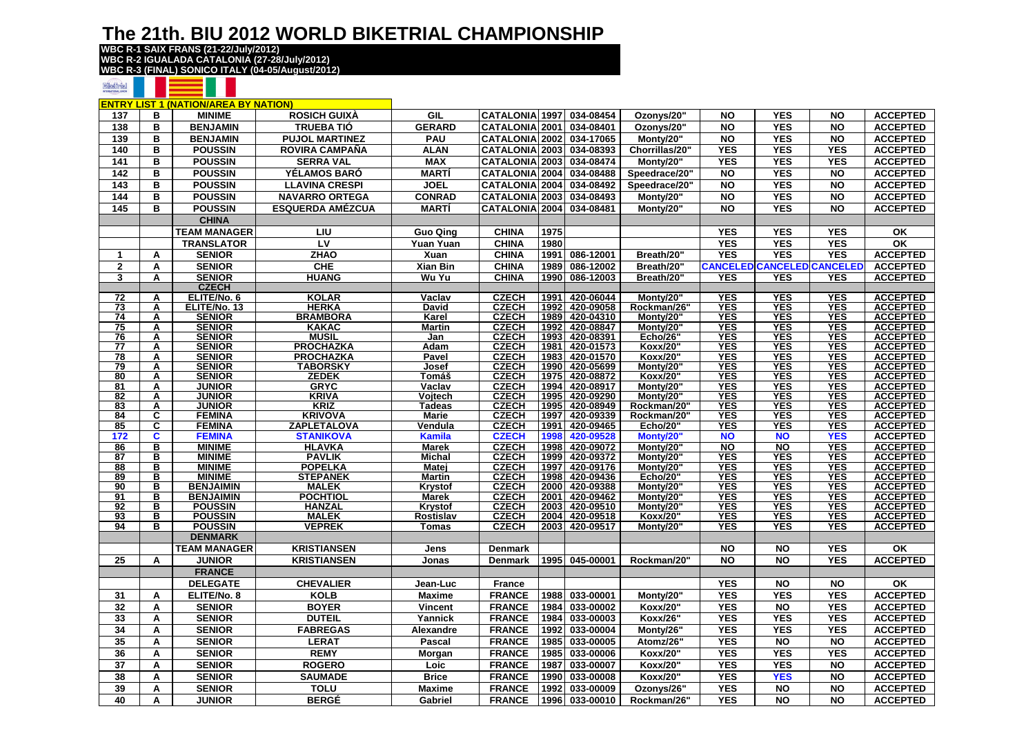# The 21th. BIU 2012 WORLD BIKETRIAL CHAMPIONSHIP

**WBC R-1 SAIX FRANS (21-22/July/2012)**
**WBC R-2 IGUALADA CATALONIA (27-28/July/2012)**
**WBC R-3 (FINAL) SONICO ITALY (04-05/August/2012)**

**ENTRY LIST 1 (NATION/AREA BY NATION)**

| | | | | | | | | | | | | |
|---|---|---|---|---|---|---|---|---|---|---|---|---|
| 137 | B | MINIME | ROSICH GUIXÀ | GIL | CATALONIA | 1997 | 034-08454 | Ozonys/20" | NO | YES | NO | ACCEPTED |
| 138 | B | BENJAMIN | TRUEBA TIÓ | GERARD | CATALONIA | 2001 | 034-08401 | Ozonys/20" | NO | YES | NO | ACCEPTED |
| 139 | B | BENJAMIN | PUJOL MARTINEZ | PAU | CATALONIA | 2002 | 034-17065 | Monty/20" | NO | YES | NO | ACCEPTED |
| 140 | B | POUSSIN | ROVIRA CAMPAÑA | ALAN | CATALONIA | 2003 | 034-08393 | Chorrillas/20" | YES | YES | YES | ACCEPTED |
| 141 | B | POUSSIN | SERRA VAL | MAX | CATALONIA | 2003 | 034-08474 | Monty/20" | YES | YES | YES | ACCEPTED |
| 142 | B | POUSSIN | YÉLAMOS BARÓ | MARTÍ | CATALONIA | 2004 | 034-08488 | Speedrace/20" | NO | YES | NO | ACCEPTED |
| 143 | B | POUSSIN | LLAVINA CRESPI | JOEL | CATALONIA | 2004 | 034-08492 | Speedrace/20" | NO | YES | NO | ACCEPTED |
| 144 | B | POUSSIN | NAVARRO ORTEGA | CONRAD | CATALONIA | 2003 | 034-08493 | Monty/20" | NO | YES | NO | ACCEPTED |
| 145 | B | POUSSIN | ESQUERDA AMÉZCUA | MARTÍ | CATALONIA | 2004 | 034-08481 | Monty/20" | NO | YES | NO | ACCEPTED |
| | | CHINA | | | | | | | | | | |
| | | TEAM MANAGER | LIU | Guo Qing | CHINA | 1975 | | | YES | YES | YES | OK |
| | | TRANSLATOR | LV | Yuan Yuan | CHINA | 1980 | | | YES | YES | YES | OK |
| 1 | A | SENIOR | ZHAO | Xuan | CHINA | 1991 | 086-12001 | Breath/20" | YES | YES | YES | ACCEPTED |
| 2 | A | SENIOR | CHE | Xian Bin | CHINA | 1989 | 086-12002 | Breath/20" | CANCELED | CANCELED | CANCELED | ACCEPTED |
| 3 | A | SENIOR | HUANG | Wu Yu | CHINA | 1990 | 086-12003 | Breath/20" | YES | YES | YES | ACCEPTED |
| | | CZECH | | | | | | | | | | |
| 72 | A | ELITE/No. 6 | KOLAR | Vaclav | CZECH | 1991 | 420-06044 | Monty/20" | YES | YES | YES | ACCEPTED |
| 73 | A | ELITE/No. 13 | HERKA | David | CZECH | 1992 | 420-09058 | Rockman/26" | YES | YES | YES | ACCEPTED |
| 74 | A | SENIOR | BRAMBORA | Karel | CZECH | 1989 | 420-04310 | Monty/20" | YES | YES | YES | ACCEPTED |
| 75 | A | SENIOR | KAKAC | Martin | CZECH | 1992 | 420-08847 | Monty/20" | YES | YES | YES | ACCEPTED |
| 76 | A | SENIOR | MUSIL | Jan | CZECH | 1993 | 420-08391 | Echo/26" | YES | YES | YES | ACCEPTED |
| 77 | A | SENIOR | PROCHAZKA | Adam | CZECH | 1981 | 420-01573 | Koxx/20" | YES | YES | YES | ACCEPTED |
| 78 | A | SENIOR | PROCHAZKA | Pavel | CZECH | 1983 | 420-01570 | Koxx/20" | YES | YES | YES | ACCEPTED |
| 79 | A | SENIOR | TABORSKY | Josef | CZECH | 1990 | 420-05699 | Monty/20" | YES | YES | YES | ACCEPTED |
| 80 | A | SENIOR | ZEDEK | Tomáš | CZECH | 1975 | 420-08872 | Koxx/20" | YES | YES | YES | ACCEPTED |
| 81 | A | JUNIOR | GRYC | Vaclav | CZECH | 1994 | 420-08917 | Monty/20" | YES | YES | YES | ACCEPTED |
| 82 | A | JUNIOR | KRIVA | Vojtech | CZECH | 1995 | 420-09290 | Monty/20" | YES | YES | YES | ACCEPTED |
| 83 | A | JUNIOR | KRIZ | Tadeas | CZECH | 1995 | 420-08949 | Rockman/20" | YES | YES | YES | ACCEPTED |
| 84 | C | FEMINA | KRIVOVA | Marie | CZECH | 1997 | 420-09339 | Rockman/20" | YES | YES | YES | ACCEPTED |
| 85 | C | FEMINA | ZAPLETALOVA | Vendula | CZECH | 1991 | 420-09465 | Echo/20" | YES | YES | YES | ACCEPTED |
| 172 | C | FEMINA | STANIKOVA | Kamila | CZECH | 1998 | 420-09528 | Monty/20" | NO | NO | YES | ACCEPTED |
| 86 | B | MINIME | HLAVKA | Marek | CZECH | 1998 | 420-09072 | Monty/20" | NO | NO | YES | ACCEPTED |
| 87 | B | MINIME | PAVLIK | Michal | CZECH | 1999 | 420-09372 | Monty/20" | YES | YES | YES | ACCEPTED |
| 88 | B | MINIME | POPELKA | Matej | CZECH | 1997 | 420-09176 | Monty/20" | YES | YES | YES | ACCEPTED |
| 89 | B | MINIME | STEPANEK | Martin | CZECH | 1998 | 420-09436 | Echo/20" | YES | YES | YES | ACCEPTED |
| 90 | B | BENJAIMIN | MALEK | Krystof | CZECH | 2000 | 420-09388 | Monty/20" | YES | YES | YES | ACCEPTED |
| 91 | B | BENJAIMIN | POCHTIOL | Marek | CZECH | 2001 | 420-09462 | Monty/20" | YES | YES | YES | ACCEPTED |
| 92 | B | POUSSIN | HANZAL | Krystof | CZECH | 2003 | 420-09510 | Monty/20" | YES | YES | YES | ACCEPTED |
| 93 | B | POUSSIN | MALEK | Rostislav | CZECH | 2004 | 420-09518 | Koxx/20" | YES | YES | YES | ACCEPTED |
| 94 | B | POUSSIN | VEPREK | Tomas | CZECH | 2003 | 420-09517 | Monty/20" | YES | YES | YES | ACCEPTED |
| | | DENMARK | | | | | | | | | | |
| | | TEAM MANAGER | KRISTIANSEN | Jens | Denmark | | | | NO | NO | YES | OK |
| 25 | A | JUNIOR | KRISTIANSEN | Jonas | Denmark | 1995 | 045-00001 | Rockman/20" | NO | NO | YES | ACCEPTED |
| | | FRANCE | | | | | | | | | | |
| | | DELEGATE | CHEVALIER | Jean-Luc | France | | | | YES | NO | NO | OK |
| 31 | A | ELITE/No. 8 | KOLB | Maxime | FRANCE | 1988 | 033-00001 | Monty/20" | YES | YES | YES | ACCEPTED |
| 32 | A | SENIOR | BOYER | Vincent | FRANCE | 1984 | 033-00002 | Koxx/20" | YES | NO | YES | ACCEPTED |
| 33 | A | SENIOR | DUTEIL | Yannick | FRANCE | 1984 | 033-00003 | Koxx/26" | YES | YES | YES | ACCEPTED |
| 34 | A | SENIOR | FABREGAS | Alexandre | FRANCE | 1992 | 033-00004 | Monty/26" | YES | YES | YES | ACCEPTED |
| 35 | A | SENIOR | LERAT | Pascal | FRANCE | 1985 | 033-00005 | Atomz/26" | YES | NO | NO | ACCEPTED |
| 36 | A | SENIOR | REMY | Morgan | FRANCE | 1985 | 033-00006 | Koxx/20" | YES | YES | YES | ACCEPTED |
| 37 | A | SENIOR | ROGERO | Loic | FRANCE | 1987 | 033-00007 | Koxx/20" | YES | YES | NO | ACCEPTED |
| 38 | A | SENIOR | SAUMADE | Brice | FRANCE | 1990 | 033-00008 | Koxx/20" | YES | YES | NO | ACCEPTED |
| 39 | A | SENIOR | TOLU | Maxime | FRANCE | 1992 | 033-00009 | Ozonys/26" | YES | NO | NO | ACCEPTED |
| 40 | A | JUNIOR | BERGÉ | Gabriel | FRANCE | 1996 | 033-00010 | Rockman/26" | YES | NO | NO | ACCEPTED |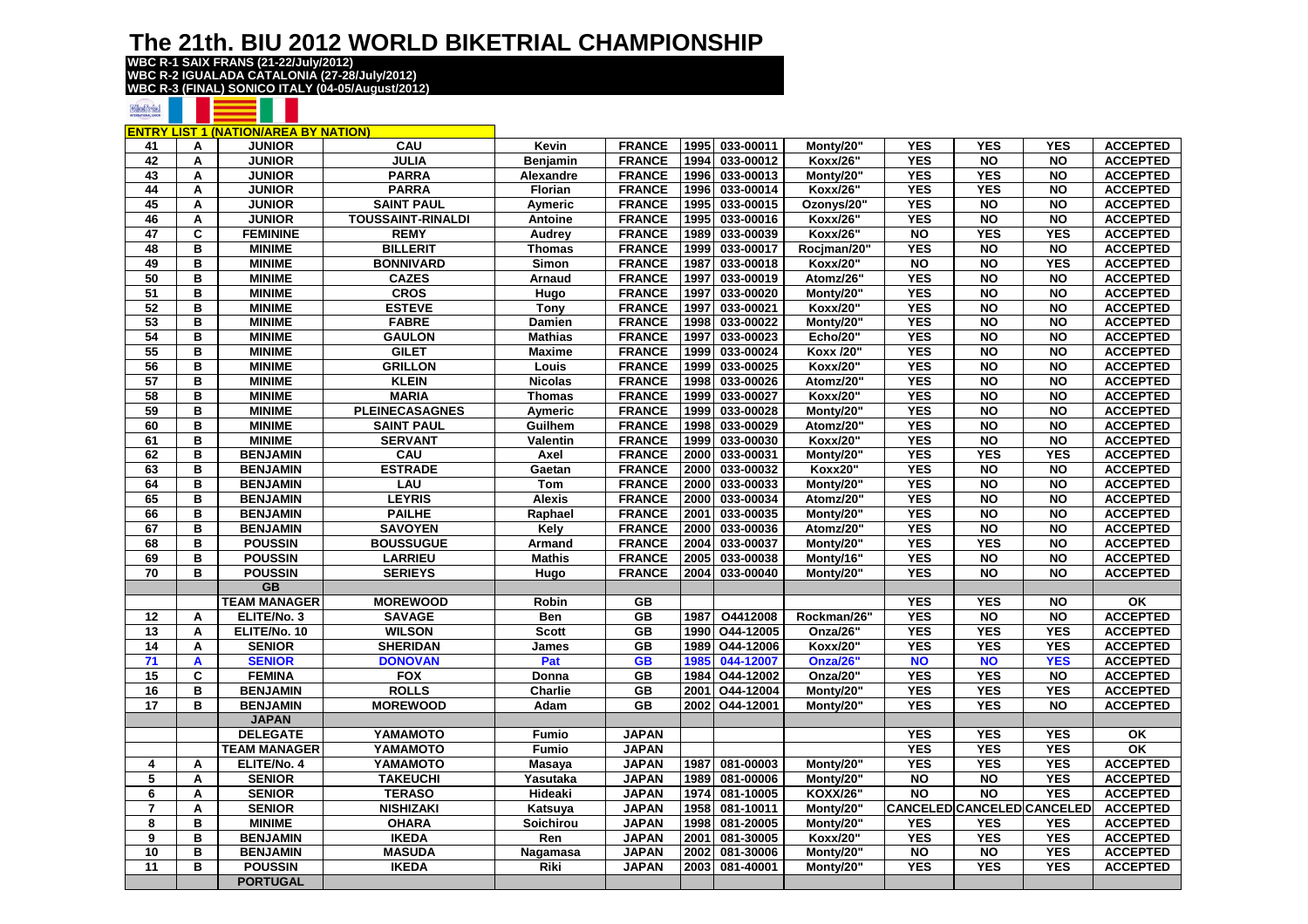# The 21th. BIU 2012 WORLD BIKETRIAL CHAMPIONSHIP

**WBC R-1 SAIX FRANS (21-22/July/2012)**
**WBC R-2 IGUALADA CATALONIA (27-28/July/2012)**
**WBC R-3 (FINAL) SONICO ITALY (04-05/August/2012)**

**ENTRY LIST 1 (NATION/AREA BY NATION)**

| | | | | | | | | | | | | |
|---|---|---|---|---|---|---|---|---|---|---|---|---|
| 41 | A | JUNIOR | CAU | Kevin | FRANCE | 1995 | 033-00011 | Monty/20" | YES | YES | YES | ACCEPTED |
| 42 | A | JUNIOR | JULIA | Benjamin | FRANCE | 1994 | 033-00012 | Koxx/26" | YES | NO | NO | ACCEPTED |
| 43 | A | JUNIOR | PARRA | Alexandre | FRANCE | 1996 | 033-00013 | Monty/20" | YES | YES | NO | ACCEPTED |
| 44 | A | JUNIOR | PARRA | Florian | FRANCE | 1996 | 033-00014 | Koxx/26" | YES | YES | NO | ACCEPTED |
| 45 | A | JUNIOR | SAINT PAUL | Aymeric | FRANCE | 1995 | 033-00015 | Ozonys/20" | YES | NO | NO | ACCEPTED |
| 46 | A | JUNIOR | TOUSSAINT-RINALDI | Antoine | FRANCE | 1995 | 033-00016 | Koxx/26" | YES | NO | NO | ACCEPTED |
| 47 | C | FEMININE | REMY | Audrey | FRANCE | 1989 | 033-00039 | Koxx/26" | NO | YES | YES | ACCEPTED |
| 48 | B | MINIME | BILLERIT | Thomas | FRANCE | 1999 | 033-00017 | Rocjman/20" | YES | NO | NO | ACCEPTED |
| 49 | B | MINIME | BONNIVARD | Simon | FRANCE | 1987 | 033-00018 | Koxx/20" | NO | NO | YES | ACCEPTED |
| 50 | B | MINIME | CAZES | Arnaud | FRANCE | 1997 | 033-00019 | Atomz/26" | YES | NO | NO | ACCEPTED |
| 51 | B | MINIME | CROS | Hugo | FRANCE | 1997 | 033-00020 | Monty/20" | YES | NO | NO | ACCEPTED |
| 52 | B | MINIME | ESTEVE | Tony | FRANCE | 1997 | 033-00021 | Koxx/20" | YES | NO | NO | ACCEPTED |
| 53 | B | MINIME | FABRE | Damien | FRANCE | 1998 | 033-00022 | Monty/20" | YES | NO | NO | ACCEPTED |
| 54 | B | MINIME | GAULON | Mathias | FRANCE | 1997 | 033-00023 | Echo/20" | YES | NO | NO | ACCEPTED |
| 55 | B | MINIME | GILET | Maxime | FRANCE | 1999 | 033-00024 | Koxx /20" | YES | NO | NO | ACCEPTED |
| 56 | B | MINIME | GRILLON | Louis | FRANCE | 1999 | 033-00025 | Koxx/20" | YES | NO | NO | ACCEPTED |
| 57 | B | MINIME | KLEIN | Nicolas | FRANCE | 1998 | 033-00026 | Atomz/20" | YES | NO | NO | ACCEPTED |
| 58 | B | MINIME | MARIA | Thomas | FRANCE | 1999 | 033-00027 | Koxx/20" | YES | NO | NO | ACCEPTED |
| 59 | B | MINIME | PLEINECASAGNES | Aymeric | FRANCE | 1999 | 033-00028 | Monty/20" | YES | NO | NO | ACCEPTED |
| 60 | B | MINIME | SAINT PAUL | Guilhem | FRANCE | 1998 | 033-00029 | Atomz/20" | YES | NO | NO | ACCEPTED |
| 61 | B | MINIME | SERVANT | Valentin | FRANCE | 1999 | 033-00030 | Koxx/20" | YES | NO | NO | ACCEPTED |
| 62 | B | BENJAMIN | CAU | Axel | FRANCE | 2000 | 033-00031 | Monty/20" | YES | YES | YES | ACCEPTED |
| 63 | B | BENJAMIN | ESTRADE | Gaetan | FRANCE | 2000 | 033-00032 | Koxx20" | YES | NO | NO | ACCEPTED |
| 64 | B | BENJAMIN | LAU | Tom | FRANCE | 2000 | 033-00033 | Monty/20" | YES | NO | NO | ACCEPTED |
| 65 | B | BENJAMIN | LEYRIS | Alexis | FRANCE | 2000 | 033-00034 | Atomz/20" | YES | NO | NO | ACCEPTED |
| 66 | B | BENJAMIN | PAILHE | Raphael | FRANCE | 2001 | 033-00035 | Monty/20" | YES | NO | NO | ACCEPTED |
| 67 | B | BENJAMIN | SAVOYEN | Kely | FRANCE | 2000 | 033-00036 | Atomz/20" | YES | NO | NO | ACCEPTED |
| 68 | B | POUSSIN | BOUSSUGUE | Armand | FRANCE | 2004 | 033-00037 | Monty/20" | YES | YES | NO | ACCEPTED |
| 69 | B | POUSSIN | LARRIEU | Mathis | FRANCE | 2005 | 033-00038 | Monty/16" | YES | NO | NO | ACCEPTED |
| 70 | B | POUSSIN | SERIEYS | Hugo | FRANCE | 2004 | 033-00040 | Monty/20" | YES | NO | NO | ACCEPTED |
| | | GB | | | | | | | | | | |
| | | TEAM MANAGER | MOREWOOD | Robin | GB | | | | YES | YES | NO | OK |
| 12 | A | ELITE/No. 3 | SAVAGE | Ben | GB | 1987 | O4412008 | Rockman/26" | YES | NO | NO | ACCEPTED |
| 13 | A | ELITE/No. 10 | WILSON | Scott | GB | 1990 | O44-12005 | Onza/26" | YES | YES | YES | ACCEPTED |
| 14 | A | SENIOR | SHERIDAN | James | GB | 1989 | O44-12006 | Koxx/20" | YES | YES | YES | ACCEPTED |
| 71 | A | SENIOR | DONOVAN | Pat | GB | 1985 | 044-12007 | Onza/26" | NO | NO | YES | ACCEPTED |
| 15 | C | FEMINA | FOX | Donna | GB | 1984 | O44-12002 | Onza/20" | YES | YES | NO | ACCEPTED |
| 16 | B | BENJAMIN | ROLLS | Charlie | GB | 2001 | O44-12004 | Monty/20" | YES | YES | YES | ACCEPTED |
| 17 | B | BENJAMIN | MOREWOOD | Adam | GB | 2002 | O44-12001 | Monty/20" | YES | YES | NO | ACCEPTED |
| | | JAPAN | | | | | | | | | | |
| | | DELEGATE | YAMAMOTO | Fumio | JAPAN | | | | YES | YES | YES | OK |
| | | TEAM MANAGER | YAMAMOTO | Fumio | JAPAN | | | | YES | YES | YES | OK |
| 4 | A | ELITE/No. 4 | YAMAMOTO | Masaya | JAPAN | 1987 | 081-00003 | Monty/20" | YES | YES | YES | ACCEPTED |
| 5 | A | SENIOR | TAKEUCHI | Yasutaka | JAPAN | 1989 | 081-00006 | Monty/20" | NO | NO | YES | ACCEPTED |
| 6 | A | SENIOR | TERASO | Hideaki | JAPAN | 1974 | 081-10005 | KOXX/26" | NO | NO | YES | ACCEPTED |
| 7 | A | SENIOR | NISHIZAKI | Katsuya | JAPAN | 1958 | 081-10011 | Monty/20" | CANCELED | CANCELED | CANCELED | ACCEPTED |
| 8 | B | MINIME | OHARA | Soichirou | JAPAN | 1998 | 081-20005 | Monty/20" | YES | YES | YES | ACCEPTED |
| 9 | B | BENJAMIN | IKEDA | Ren | JAPAN | 2001 | 081-30005 | Koxx/20" | YES | YES | YES | ACCEPTED |
| 10 | B | BENJAMIN | MASUDA | Nagamasa | JAPAN | 2002 | 081-30006 | Monty/20" | NO | NO | YES | ACCEPTED |
| 11 | B | POUSSIN | IKEDA | Riki | JAPAN | 2003 | 081-40001 | Monty/20" | YES | YES | YES | ACCEPTED |
| | | PORTUGAL | | | | | | | | | | |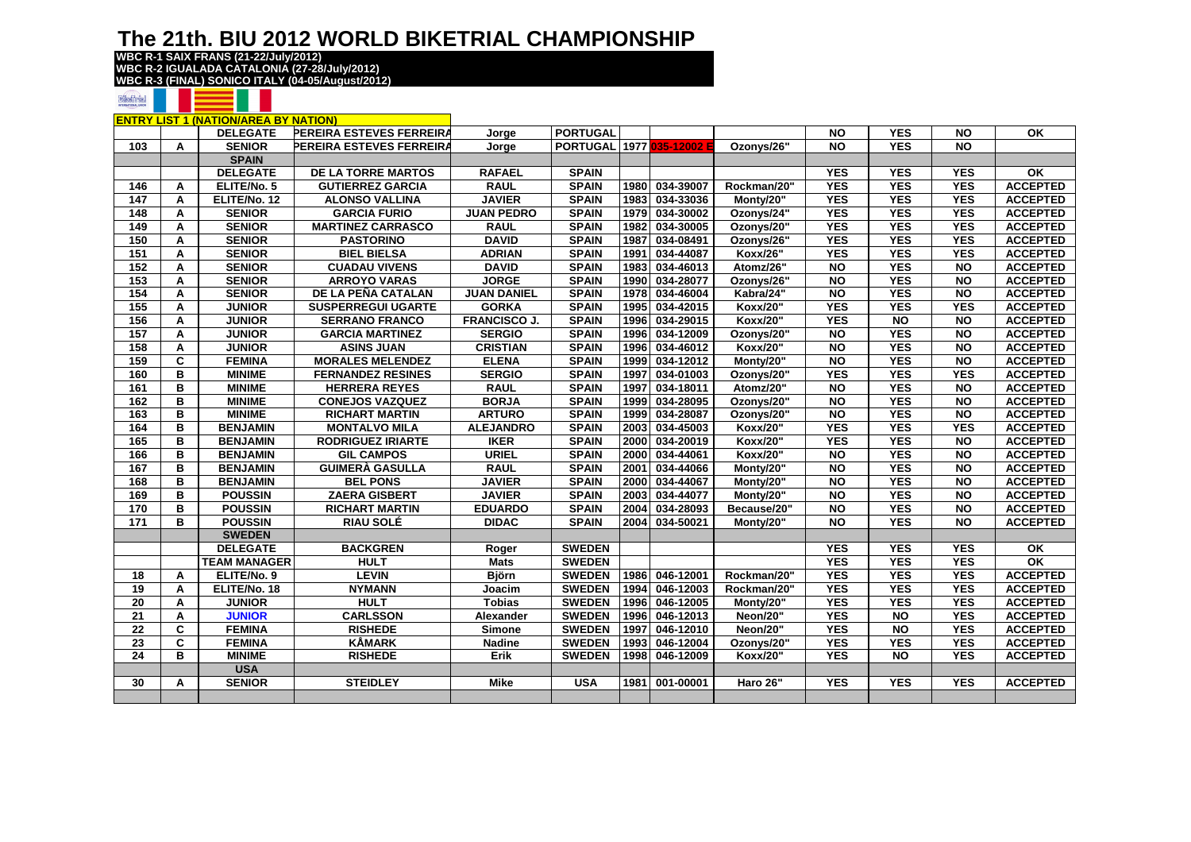# The 21th. BIU 2012 WORLD BIKETRIAL CHAMPIONSHIP

**WBC R-1 SAIX FRANS (21-22/July/2012)**
**WBC R-2 IGUALADA CATALONIA (27-28/July/2012)**
**WBC R-3 (FINAL) SONICO ITALY (04-05/August/2012)**

**ENTRY LIST 1 (NATION/AREA BY NATION)**

| | | | | | | | | | | | | |
|---|---|---|---|---|---|---|---|---|---|---|---|---|
| | | DELEGATE | PEREIRA ESTEVES FERREIRA | Jorge | PORTUGAL | | | | NO | YES | NO | OK |
| 103 | A | SENIOR | PEREIRA ESTEVES FERREIRA | Jorge | PORTUGAL | 1977 | 035-12002 E | Ozonys/26" | NO | YES | NO | |
| | | SPAIN | | | | | | | | | | |
| | | DELEGATE | DE LA TORRE MARTOS | RAFAEL | SPAIN | | | | YES | YES | YES | OK |
| 146 | A | ELITE/No. 5 | GUTIERREZ GARCIA | RAUL | SPAIN | 1980 | 034-39007 | Rockman/20" | YES | YES | YES | ACCEPTED |
| 147 | A | ELITE/No. 12 | ALONSO VALLINA | JAVIER | SPAIN | 1983 | 034-33036 | Monty/20" | YES | YES | YES | ACCEPTED |
| 148 | A | SENIOR | GARCIA FURIO | JUAN PEDRO | SPAIN | 1979 | 034-30002 | Ozonys/24" | YES | YES | YES | ACCEPTED |
| 149 | A | SENIOR | MARTINEZ CARRASCO | RAUL | SPAIN | 1982 | 034-30005 | Ozonys/20" | YES | YES | YES | ACCEPTED |
| 150 | A | SENIOR | PASTORINO | DAVID | SPAIN | 1987 | 034-08491 | Ozonys/26" | YES | YES | YES | ACCEPTED |
| 151 | A | SENIOR | BIEL BIELSA | ADRIAN | SPAIN | 1991 | 034-44087 | Koxx/26" | YES | YES | YES | ACCEPTED |
| 152 | A | SENIOR | CUADAU VIVENS | DAVID | SPAIN | 1983 | 034-46013 | Atomz/26" | NO | YES | NO | ACCEPTED |
| 153 | A | SENIOR | ARROYO VARAS | JORGE | SPAIN | 1990 | 034-28077 | Ozonys/26" | NO | YES | NO | ACCEPTED |
| 154 | A | SENIOR | DE LA PEÑA CATALAN | JUAN DANIEL | SPAIN | 1978 | 034-46004 | Kabra/24" | NO | YES | NO | ACCEPTED |
| 155 | A | JUNIOR | SUSPERREGUI UGARTE | GORKA | SPAIN | 1995 | 034-42015 | Koxx/20" | YES | YES | YES | ACCEPTED |
| 156 | A | JUNIOR | SERRANO FRANCO | FRANCISCO J. | SPAIN | 1996 | 034-29015 | Koxx/20" | YES | NO | NO | ACCEPTED |
| 157 | A | JUNIOR | GARCIA MARTINEZ | SERGIO | SPAIN | 1996 | 034-12009 | Ozonys/20" | NO | YES | NO | ACCEPTED |
| 158 | A | JUNIOR | ASINS JUAN | CRISTIAN | SPAIN | 1996 | 034-46012 | Koxx/20" | NO | YES | NO | ACCEPTED |
| 159 | C | FEMINA | MORALES MELENDEZ | ELENA | SPAIN | 1999 | 034-12012 | Monty/20" | NO | YES | NO | ACCEPTED |
| 160 | B | MINIME | FERNANDEZ RESINES | SERGIO | SPAIN | 1997 | 034-01003 | Ozonys/20" | YES | YES | YES | ACCEPTED |
| 161 | B | MINIME | HERRERA REYES | RAUL | SPAIN | 1997 | 034-18011 | Atomz/20" | NO | YES | NO | ACCEPTED |
| 162 | B | MINIME | CONEJOS VAZQUEZ | BORJA | SPAIN | 1999 | 034-28095 | Ozonys/20" | NO | YES | NO | ACCEPTED |
| 163 | B | MINIME | RICHART MARTIN | ARTURO | SPAIN | 1999 | 034-28087 | Ozonys/20" | NO | YES | NO | ACCEPTED |
| 164 | B | BENJAMIN | MONTALVO MILA | ALEJANDRO | SPAIN | 2003 | 034-45003 | Koxx/20" | YES | YES | YES | ACCEPTED |
| 165 | B | BENJAMIN | RODRIGUEZ IRIARTE | IKER | SPAIN | 2000 | 034-20019 | Koxx/20" | YES | YES | NO | ACCEPTED |
| 166 | B | BENJAMIN | GIL CAMPOS | URIEL | SPAIN | 2000 | 034-44061 | Koxx/20" | NO | YES | NO | ACCEPTED |
| 167 | B | BENJAMIN | GUIMERÀ GASULLA | RAUL | SPAIN | 2001 | 034-44066 | Monty/20" | NO | YES | NO | ACCEPTED |
| 168 | B | BENJAMIN | BEL PONS | JAVIER | SPAIN | 2000 | 034-44067 | Monty/20" | NO | YES | NO | ACCEPTED |
| 169 | B | POUSSIN | ZAERA GISBERT | JAVIER | SPAIN | 2003 | 034-44077 | Monty/20" | NO | YES | NO | ACCEPTED |
| 170 | B | POUSSIN | RICHART MARTIN | EDUARDO | SPAIN | 2004 | 034-28093 | Because/20" | NO | YES | NO | ACCEPTED |
| 171 | B | POUSSIN | RIAU SOLÉ | DIDAC | SPAIN | 2004 | 034-50021 | Monty/20" | NO | YES | NO | ACCEPTED |
| | | SWEDEN | | | | | | | | | | |
| | | DELEGATE | BACKGREN | Roger | SWEDEN | | | | YES | YES | YES | OK |
| | | TEAM MANAGER | HULT | Mats | SWEDEN | | | | YES | YES | YES | OK |
| 18 | A | ELITE/No. 9 | LEVIN | Björn | SWEDEN | 1986 | 046-12001 | Rockman/20" | YES | YES | YES | ACCEPTED |
| 19 | A | ELITE/No. 18 | NYMANN | Joacim | SWEDEN | 1994 | 046-12003 | Rockman/20" | YES | YES | YES | ACCEPTED |
| 20 | A | JUNIOR | HULT | Tobias | SWEDEN | 1996 | 046-12005 | Monty/20" | YES | YES | YES | ACCEPTED |
| 21 | A | JUNIOR | CARLSSON | Alexander | SWEDEN | 1996 | 046-12013 | Neon/20" | YES | NO | YES | ACCEPTED |
| 22 | C | FEMINA | RISHEDE | Simone | SWEDEN | 1997 | 046-12010 | Neon/20" | YES | NO | YES | ACCEPTED |
| 23 | C | FEMINA | KÅMARK | Nadine | SWEDEN | 1993 | 046-12004 | Ozonys/20" | YES | YES | YES | ACCEPTED |
| 24 | B | MINIME | RISHEDE | Erik | SWEDEN | 1998 | 046-12009 | Koxx/20" | YES | NO | YES | ACCEPTED |
| | | USA | | | | | | | | | | |
| 30 | A | SENIOR | STEIDLEY | Mike | USA | 1981 | 001-00001 | Haro 26" | YES | YES | YES | ACCEPTED |